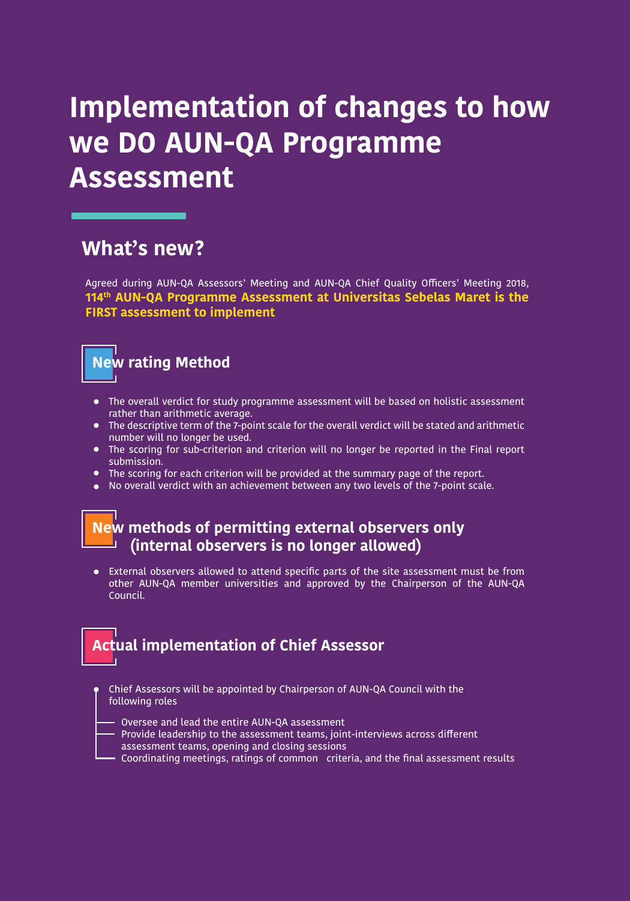# Implementation of changes to how we DO AUN-QA Programme Assessment

## What's new?

Agreed during AUN-QA Assessors' Meeting and AUN-QA Chief Quality Officers' Meeting 2018, **114th AUN-QA Programme Assessment at Universitas Sebelas Maret is the FIRST assessment to implement**

### New rating Method

- The overall verdict for study programme assessment will be based on holistic assessment rather than arithmetic average.
- The descriptive term of the 7-point scale for the overall verdict will be stated and arithmetic number will no longer be used.
- The scoring for sub-criterion and criterion will no longer be reported in the Final report submission.
- The scoring for each criterion will be provided at the summary page of the report.
- No overall verdict with an achievement between any two levels of the 7-point scale.

### New methods of permitting external observers only (internal observers is no longer allowed)

- External observers allowed to attend specific parts of the site assessment must be from other AUN-QA member universities and approved by the Chairperson of the AUN-QA Council.

### Actual implementation of Chief Assessor

- Chief Assessors will be appointed by Chairperson of AUN-QA Council with the following roles
  - Oversee and lead the entire AUN-QA assessment
  - Provide leadership to the assessment teams, joint-interviews across different assessment teams, opening and closing sessions
  - Coordinating meetings, ratings of common criteria, and the final assessment results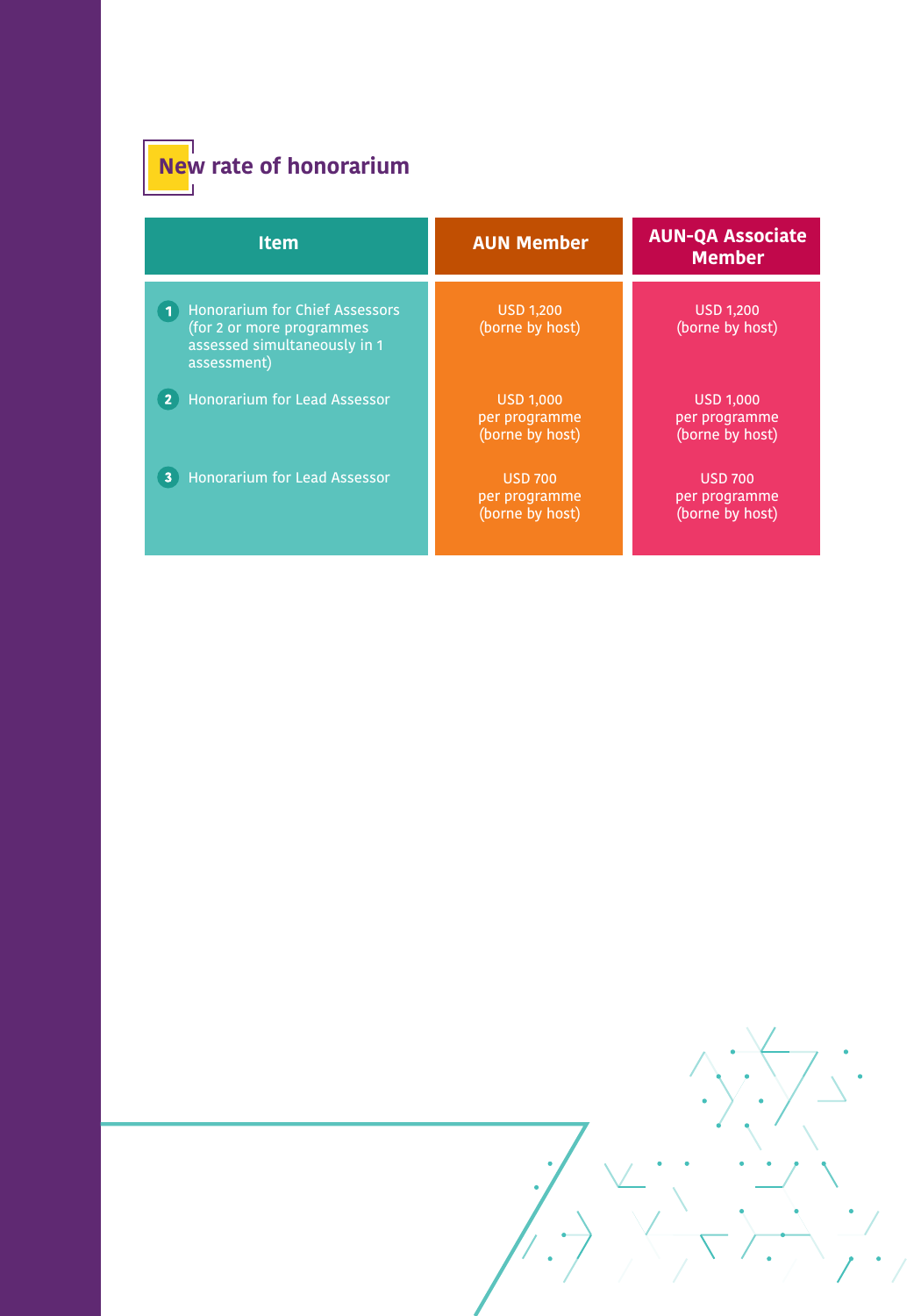## New rate of honorarium

| Item | AUN Member | AUN-QA Associate Member |
|---|---|---|
| 1. Honorarium for Chief Assessors (for 2 or more programmes assessed simultaneously in 1 assessment) | USD 1,200 (borne by host) | USD 1,200 (borne by host) |
| 2. Honorarium for Lead Assessor | USD 1,000 per programme (borne by host) | USD 1,000 per programme (borne by host) |
| 3. Honorarium for Lead Assessor | USD 700 per programme (borne by host) | USD 700 per programme (borne by host) |